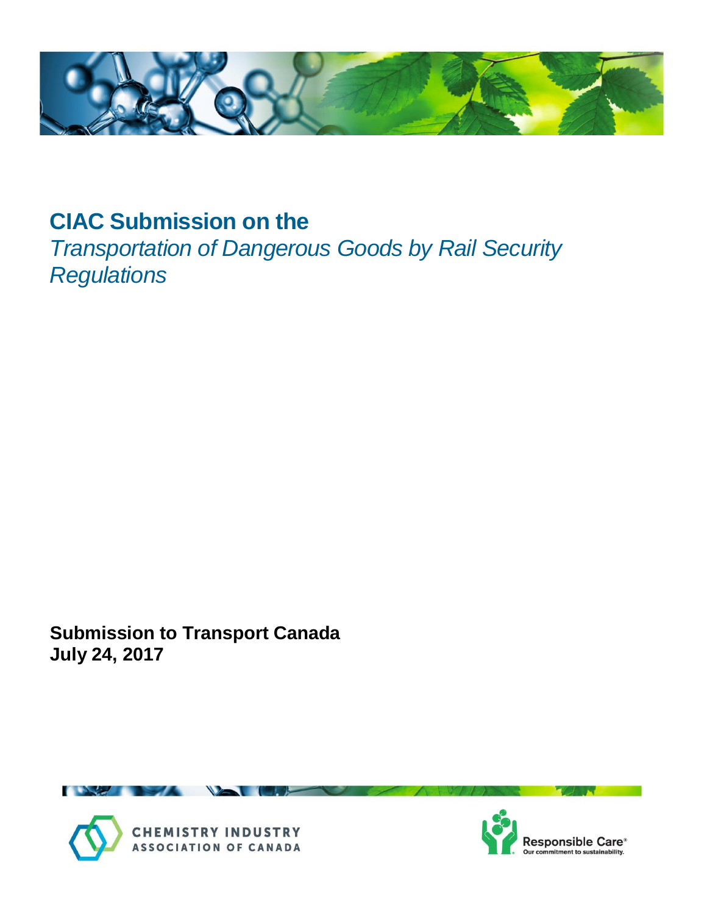# CIAC Submission on the *Transportation of Dangerous Goods by Rail Security Regulations*

**Submission to Transport Canada**
**July 24, 2017**

CHEMISTRY INDUSTRY ASSOCIATION OF CANADA

Responsible Care®
Our commitment to sustainability.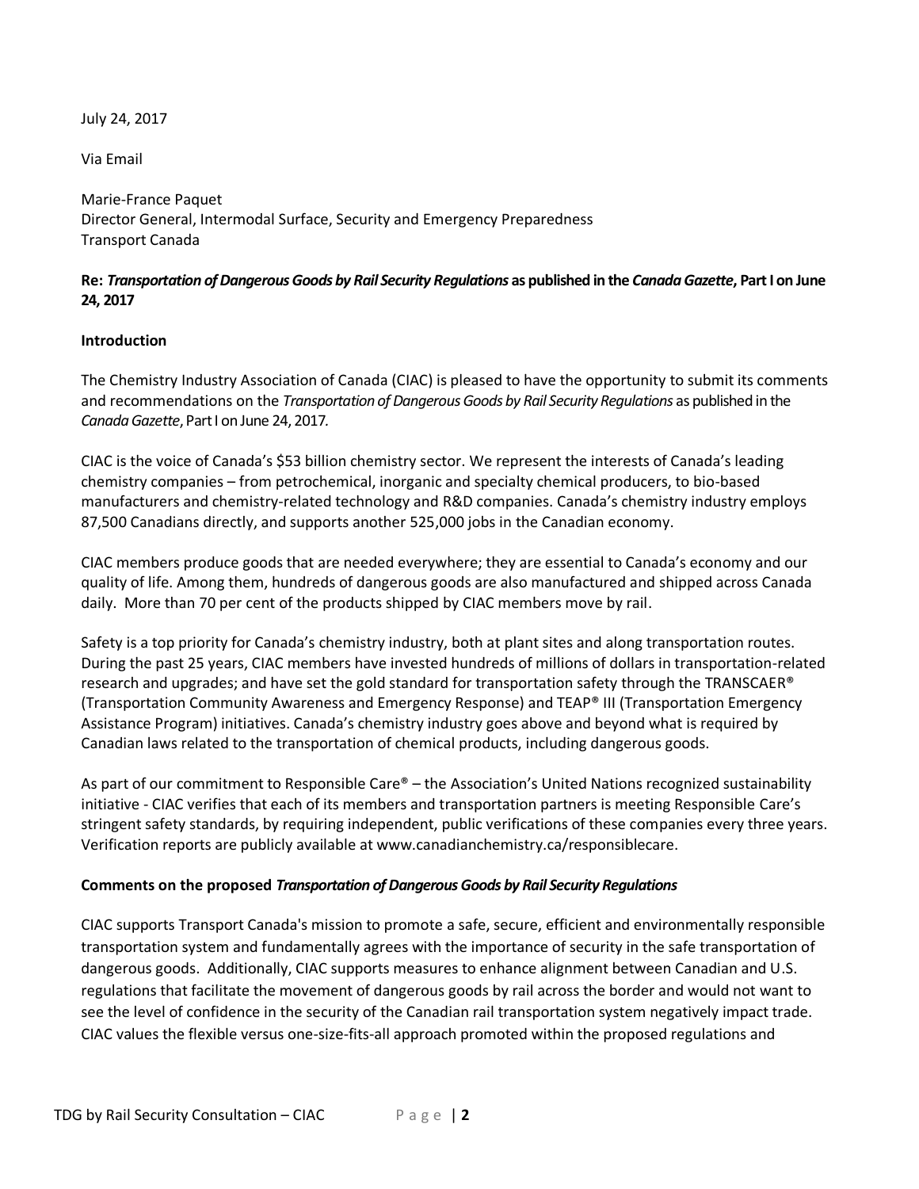July 24, 2017

Via Email

Marie-France Paquet
Director General, Intermodal Surface, Security and Emergency Preparedness
Transport Canada

**Re: *Transportation of Dangerous Goods by Rail Security Regulations* as published in the *Canada Gazette*, Part I on June 24, 2017**

**Introduction**

The Chemistry Industry Association of Canada (CIAC) is pleased to have the opportunity to submit its comments and recommendations on the *Transportation of Dangerous Goods by Rail Security Regulations* as published in the *Canada Gazette*, Part I on June 24, 2017.

CIAC is the voice of Canada's $53 billion chemistry sector. We represent the interests of Canada's leading chemistry companies – from petrochemical, inorganic and specialty chemical producers, to bio-based manufacturers and chemistry-related technology and R&D companies. Canada's chemistry industry employs 87,500 Canadians directly, and supports another 525,000 jobs in the Canadian economy.

CIAC members produce goods that are needed everywhere; they are essential to Canada's economy and our quality of life. Among them, hundreds of dangerous goods are also manufactured and shipped across Canada daily. More than 70 per cent of the products shipped by CIAC members move by rail.

Safety is a top priority for Canada's chemistry industry, both at plant sites and along transportation routes. During the past 25 years, CIAC members have invested hundreds of millions of dollars in transportation-related research and upgrades; and have set the gold standard for transportation safety through the TRANSCAER® (Transportation Community Awareness and Emergency Response) and TEAP® III (Transportation Emergency Assistance Program) initiatives. Canada's chemistry industry goes above and beyond what is required by Canadian laws related to the transportation of chemical products, including dangerous goods.

As part of our commitment to Responsible Care® – the Association's United Nations recognized sustainability initiative - CIAC verifies that each of its members and transportation partners is meeting Responsible Care's stringent safety standards, by requiring independent, public verifications of these companies every three years. Verification reports are publicly available at www.canadianchemistry.ca/responsiblecare.

**Comments on the proposed *Transportation of Dangerous Goods by Rail Security Regulations***

CIAC supports Transport Canada's mission to promote a safe, secure, efficient and environmentally responsible transportation system and fundamentally agrees with the importance of security in the safe transportation of dangerous goods. Additionally, CIAC supports measures to enhance alignment between Canadian and U.S. regulations that facilitate the movement of dangerous goods by rail across the border and would not want to see the level of confidence in the security of the Canadian rail transportation system negatively impact trade. CIAC values the flexible versus one-size-fits-all approach promoted within the proposed regulations and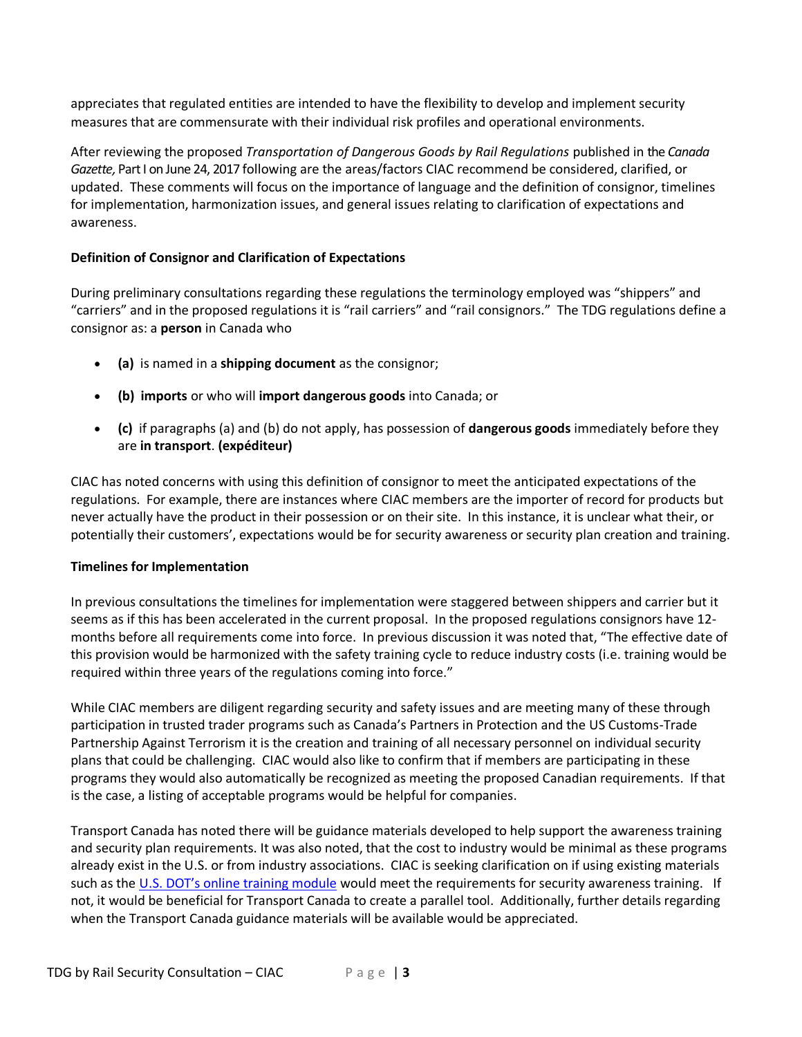appreciates that regulated entities are intended to have the flexibility to develop and implement security measures that are commensurate with their individual risk profiles and operational environments.

After reviewing the proposed *Transportation of Dangerous Goods by Rail Regulations* published in the *Canada Gazette,* Part I on June 24, 2017 following are the areas/factors CIAC recommend be considered, clarified, or updated. These comments will focus on the importance of language and the definition of consignor, timelines for implementation, harmonization issues, and general issues relating to clarification of expectations and awareness.

**Definition of Consignor and Clarification of Expectations**

During preliminary consultations regarding these regulations the terminology employed was "shippers" and "carriers" and in the proposed regulations it is "rail carriers" and "rail consignors." The TDG regulations define a consignor as: a **person** in Canada who

- **(a)** is named in a **shipping document** as the consignor;
- **(b) imports** or who will **import dangerous goods** into Canada; or
- **(c)** if paragraphs (a) and (b) do not apply, has possession of **dangerous goods** immediately before they are **in transport**. **(expéditeur)**

CIAC has noted concerns with using this definition of consignor to meet the anticipated expectations of the regulations. For example, there are instances where CIAC members are the importer of record for products but never actually have the product in their possession or on their site. In this instance, it is unclear what their, or potentially their customers', expectations would be for security awareness or security plan creation and training.

**Timelines for Implementation**

In previous consultations the timelines for implementation were staggered between shippers and carrier but it seems as if this has been accelerated in the current proposal. In the proposed regulations consignors have 12-months before all requirements come into force. In previous discussion it was noted that, "The effective date of this provision would be harmonized with the safety training cycle to reduce industry costs (i.e. training would be required within three years of the regulations coming into force."

While CIAC members are diligent regarding security and safety issues and are meeting many of these through participation in trusted trader programs such as Canada's Partners in Protection and the US Customs-Trade Partnership Against Terrorism it is the creation and training of all necessary personnel on individual security plans that could be challenging. CIAC would also like to confirm that if members are participating in these programs they would also automatically be recognized as meeting the proposed Canadian requirements. If that is the case, a listing of acceptable programs would be helpful for companies.

Transport Canada has noted there will be guidance materials developed to help support the awareness training and security plan requirements. It was also noted, that the cost to industry would be minimal as these programs already exist in the U.S. or from industry associations. CIAC is seeking clarification on if using existing materials such as the U.S. DOT's online training module would meet the requirements for security awareness training. If not, it would be beneficial for Transport Canada to create a parallel tool. Additionally, further details regarding when the Transport Canada guidance materials will be available would be appreciated.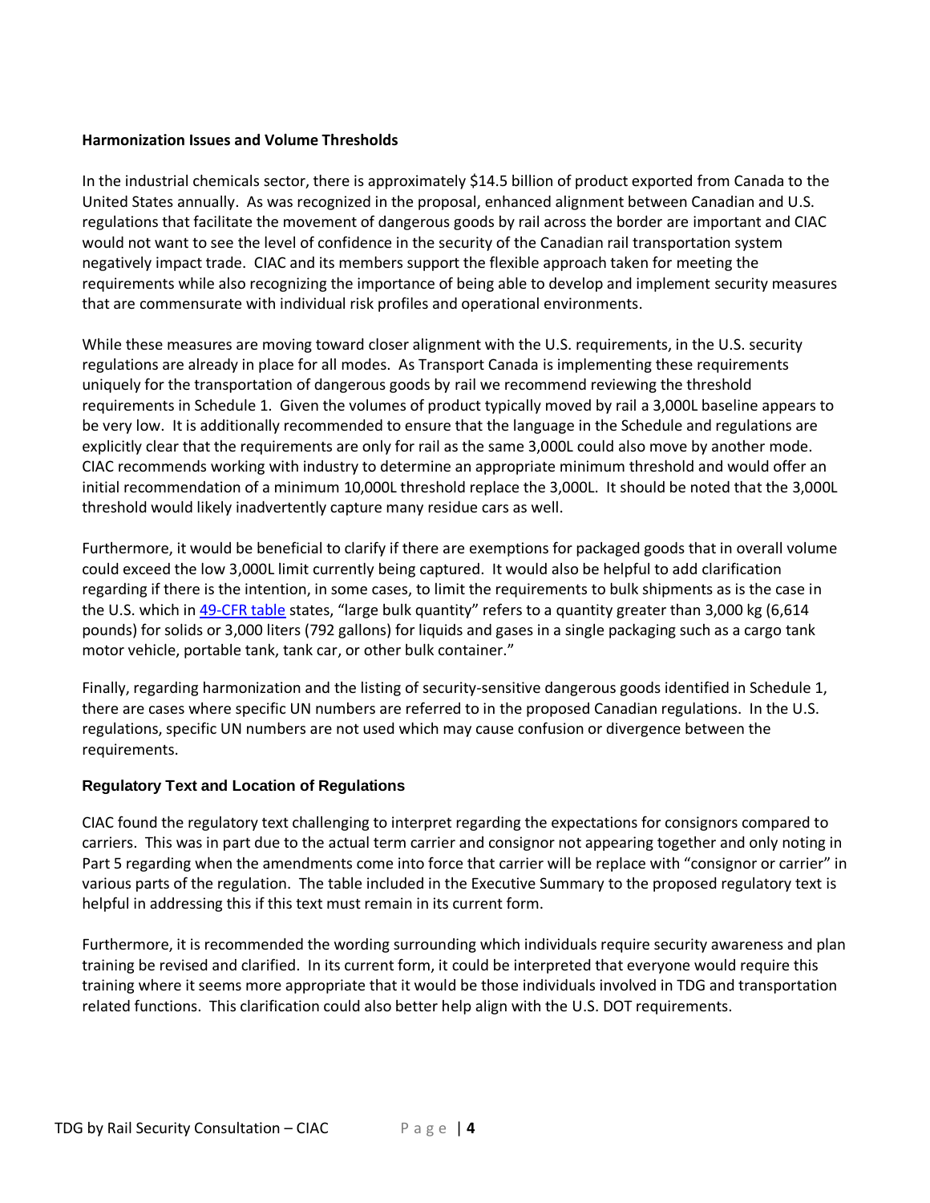**Harmonization Issues and Volume Thresholds**

In the industrial chemicals sector, there is approximately $14.5 billion of product exported from Canada to the United States annually. As was recognized in the proposal, enhanced alignment between Canadian and U.S. regulations that facilitate the movement of dangerous goods by rail across the border are important and CIAC would not want to see the level of confidence in the security of the Canadian rail transportation system negatively impact trade. CIAC and its members support the flexible approach taken for meeting the requirements while also recognizing the importance of being able to develop and implement security measures that are commensurate with individual risk profiles and operational environments.

While these measures are moving toward closer alignment with the U.S. requirements, in the U.S. security regulations are already in place for all modes. As Transport Canada is implementing these requirements uniquely for the transportation of dangerous goods by rail we recommend reviewing the threshold requirements in Schedule 1. Given the volumes of product typically moved by rail a 3,000L baseline appears to be very low. It is additionally recommended to ensure that the language in the Schedule and regulations are explicitly clear that the requirements are only for rail as the same 3,000L could also move by another mode. CIAC recommends working with industry to determine an appropriate minimum threshold and would offer an initial recommendation of a minimum 10,000L threshold replace the 3,000L. It should be noted that the 3,000L threshold would likely inadvertently capture many residue cars as well.

Furthermore, it would be beneficial to clarify if there are exemptions for packaged goods that in overall volume could exceed the low 3,000L limit currently being captured. It would also be helpful to add clarification regarding if there is the intention, in some cases, to limit the requirements to bulk shipments as is the case in the U.S. which in 49-CFR table states, "large bulk quantity" refers to a quantity greater than 3,000 kg (6,614 pounds) for solids or 3,000 liters (792 gallons) for liquids and gases in a single packaging such as a cargo tank motor vehicle, portable tank, tank car, or other bulk container."

Finally, regarding harmonization and the listing of security-sensitive dangerous goods identified in Schedule 1, there are cases where specific UN numbers are referred to in the proposed Canadian regulations. In the U.S. regulations, specific UN numbers are not used which may cause confusion or divergence between the requirements.

**Regulatory Text and Location of Regulations**

CIAC found the regulatory text challenging to interpret regarding the expectations for consignors compared to carriers. This was in part due to the actual term carrier and consignor not appearing together and only noting in Part 5 regarding when the amendments come into force that carrier will be replace with "consignor or carrier" in various parts of the regulation. The table included in the Executive Summary to the proposed regulatory text is helpful in addressing this if this text must remain in its current form.

Furthermore, it is recommended the wording surrounding which individuals require security awareness and plan training be revised and clarified. In its current form, it could be interpreted that everyone would require this training where it seems more appropriate that it would be those individuals involved in TDG and transportation related functions. This clarification could also better help align with the U.S. DOT requirements.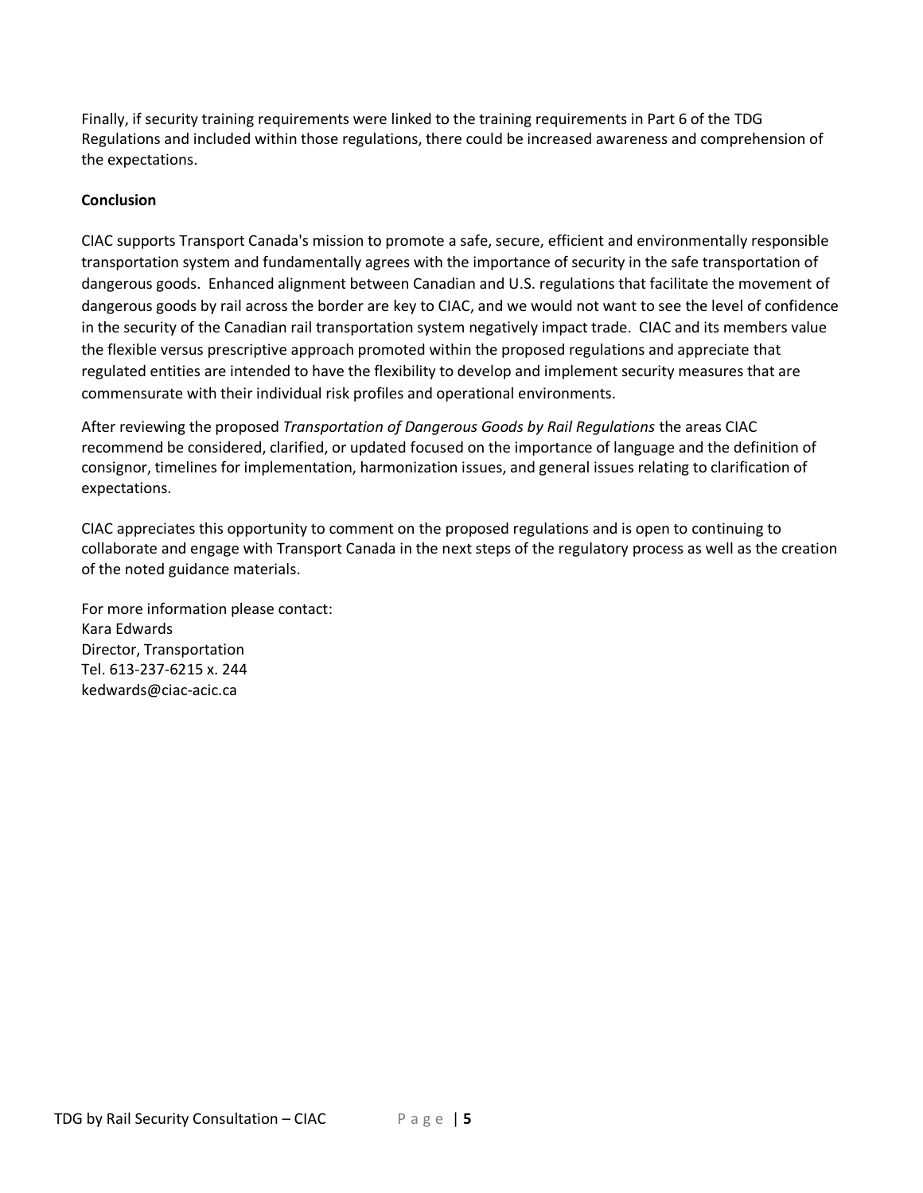Finally, if security training requirements were linked to the training requirements in Part 6 of the TDG Regulations and included within those regulations, there could be increased awareness and comprehension of the expectations.

**Conclusion**

CIAC supports Transport Canada's mission to promote a safe, secure, efficient and environmentally responsible transportation system and fundamentally agrees with the importance of security in the safe transportation of dangerous goods. Enhanced alignment between Canadian and U.S. regulations that facilitate the movement of dangerous goods by rail across the border are key to CIAC, and we would not want to see the level of confidence in the security of the Canadian rail transportation system negatively impact trade. CIAC and its members value the flexible versus prescriptive approach promoted within the proposed regulations and appreciate that regulated entities are intended to have the flexibility to develop and implement security measures that are commensurate with their individual risk profiles and operational environments.

After reviewing the proposed *Transportation of Dangerous Goods by Rail Regulations* the areas CIAC recommend be considered, clarified, or updated focused on the importance of language and the definition of consignor, timelines for implementation, harmonization issues, and general issues relating to clarification of expectations.

CIAC appreciates this opportunity to comment on the proposed regulations and is open to continuing to collaborate and engage with Transport Canada in the next steps of the regulatory process as well as the creation of the noted guidance materials.

For more information please contact:
Kara Edwards
Director, Transportation
Tel. 613-237-6215 x. 244
kedwards@ciac-acic.ca